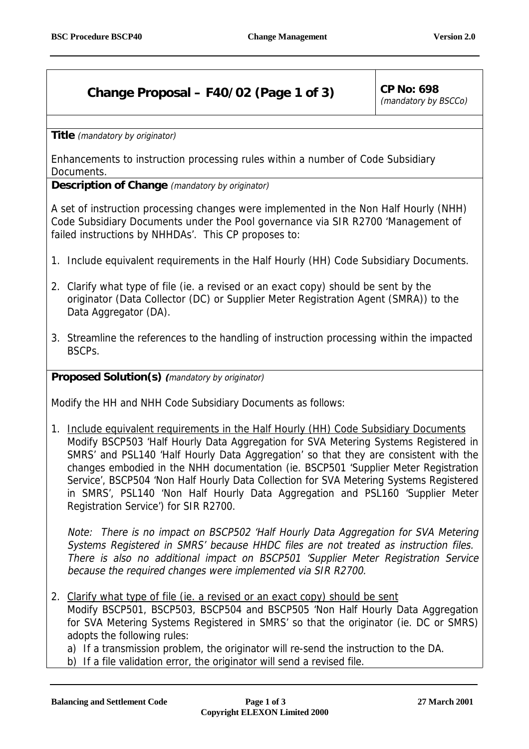| **Change Proposal – F40/02 (Page 1 of 3)** | **CP No: 698** *(mandatory by BSCCo)* |
|---|---|

**Title** *(mandatory by originator)*

Enhancements to instruction processing rules within a number of Code Subsidiary Documents.

**Description of Change** *(mandatory by originator)*

A set of instruction processing changes were implemented in the Non Half Hourly (NHH) Code Subsidiary Documents under the Pool governance via SIR R2700 'Management of failed instructions by NHHDAs'. This CP proposes to:

1. Include equivalent requirements in the Half Hourly (HH) Code Subsidiary Documents.
2. Clarify what type of file (ie. a revised or an exact copy) should be sent by the originator (Data Collector (DC) or Supplier Meter Registration Agent (SMRA)) to the Data Aggregator (DA).
3. Streamline the references to the handling of instruction processing within the impacted BSCPs.

**Proposed Solution(s)** *(mandatory by originator)*

Modify the HH and NHH Code Subsidiary Documents as follows:

1. Include equivalent requirements in the Half Hourly (HH) Code Subsidiary Documents
   Modify BSCP503 'Half Hourly Data Aggregation for SVA Metering Systems Registered in SMRS' and PSL140 'Half Hourly Data Aggregation' so that they are consistent with the changes embodied in the NHH documentation (ie. BSCP501 'Supplier Meter Registration Service', BSCP504 'Non Half Hourly Data Collection for SVA Metering Systems Registered in SMRS', PSL140 'Non Half Hourly Data Aggregation and PSL160 'Supplier Meter Registration Service') for SIR R2700.

   *Note: There is no impact on BSCP502 'Half Hourly Data Aggregation for SVA Metering Systems Registered in SMRS' because HHDC files are not treated as instruction files. There is also no additional impact on BSCP501 'Supplier Meter Registration Service because the required changes were implemented via SIR R2700.*

2. Clarify what type of file (ie. a revised or an exact copy) should be sent
   Modify BSCP501, BSCP503, BSCP504 and BSCP505 'Non Half Hourly Data Aggregation for SVA Metering Systems Registered in SMRS' so that the originator (ie. DC or SMRS) adopts the following rules:
   a) If a transmission problem, the originator will re-send the instruction to the DA.
   b) If a file validation error, the originator will send a revised file.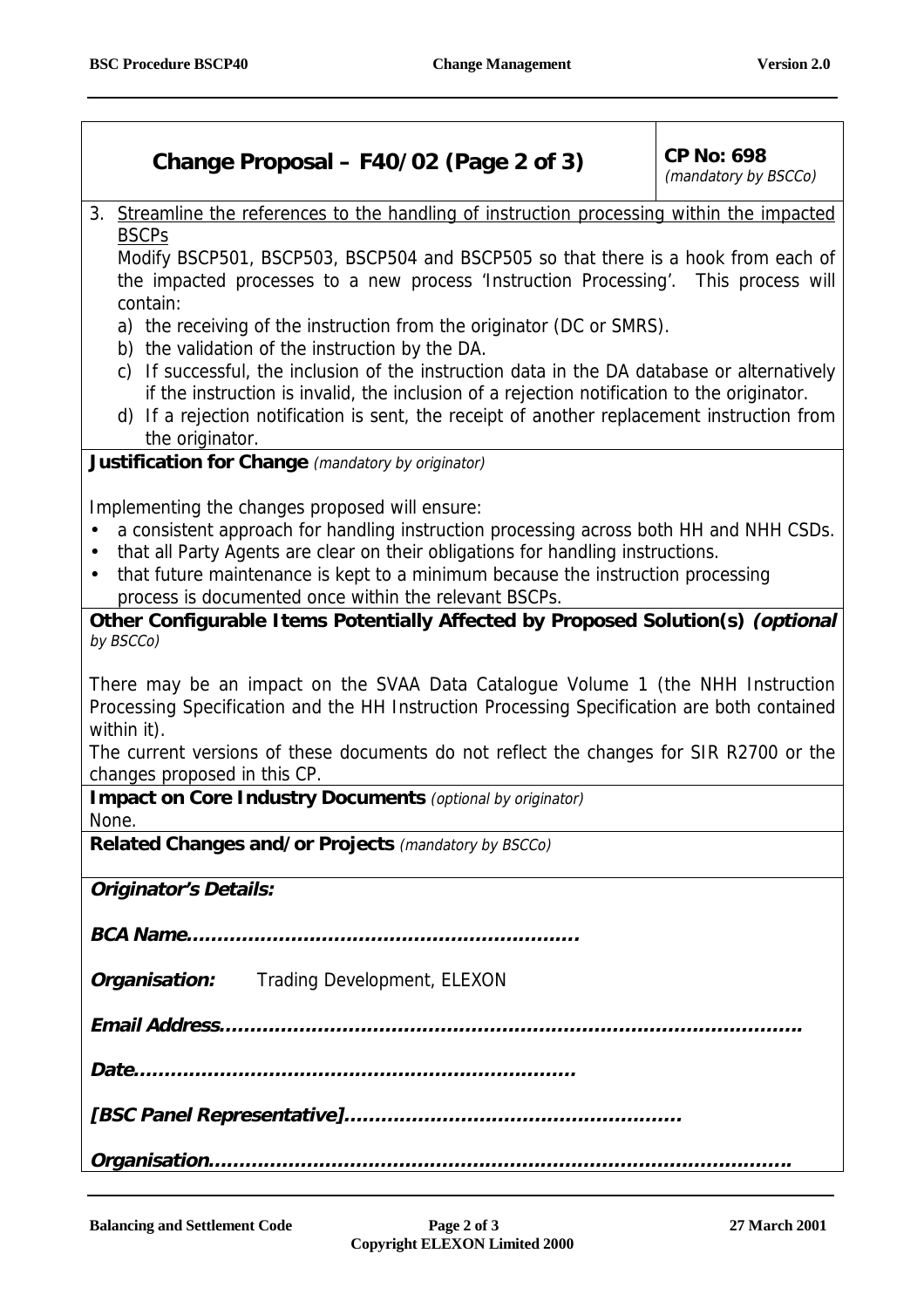## Change Proposal – F40/02 (Page 2 of 3)

**CP No: 698**
*(mandatory by BSCCo)*

3. Streamline the references to the handling of instruction processing within the impacted BSCPs

   Modify BSCP501, BSCP503, BSCP504 and BSCP505 so that there is a hook from each of the impacted processes to a new process 'Instruction Processing'. This process will contain:

   a) the receiving of the instruction from the originator (DC or SMRS).
   b) the validation of the instruction by the DA.
   c) If successful, the inclusion of the instruction data in the DA database or alternatively if the instruction is invalid, the inclusion of a rejection notification to the originator.
   d) If a rejection notification is sent, the receipt of another replacement instruction from the originator.

**Justification for Change** *(mandatory by originator)*

Implementing the changes proposed will ensure:

- a consistent approach for handling instruction processing across both HH and NHH CSDs.
- that all Party Agents are clear on their obligations for handling instructions.
- that future maintenance is kept to a minimum because the instruction processing process is documented once within the relevant BSCPs.

**Other Configurable Items Potentially Affected by Proposed Solution(s)** ***(optional** by BSCCo)*

There may be an impact on the SVAA Data Catalogue Volume 1 (the NHH Instruction Processing Specification and the HH Instruction Processing Specification are both contained within it).

The current versions of these documents do not reflect the changes for SIR R2700 or the changes proposed in this CP.

**Impact on Core Industry Documents** *(optional by originator)*

None.

**Related Changes and/or Projects** *(mandatory by BSCCo)*

***Originator's Details:***

***BCA Name……………………………………………………..***

***Organisation:*** Trading Development, ELEXON

***Email Address………………………………………………………………………….***

***Date……………………………………………………………***

***[BSC Panel Representative]……………………………………………***

***Organisation………………………………………………………………………….***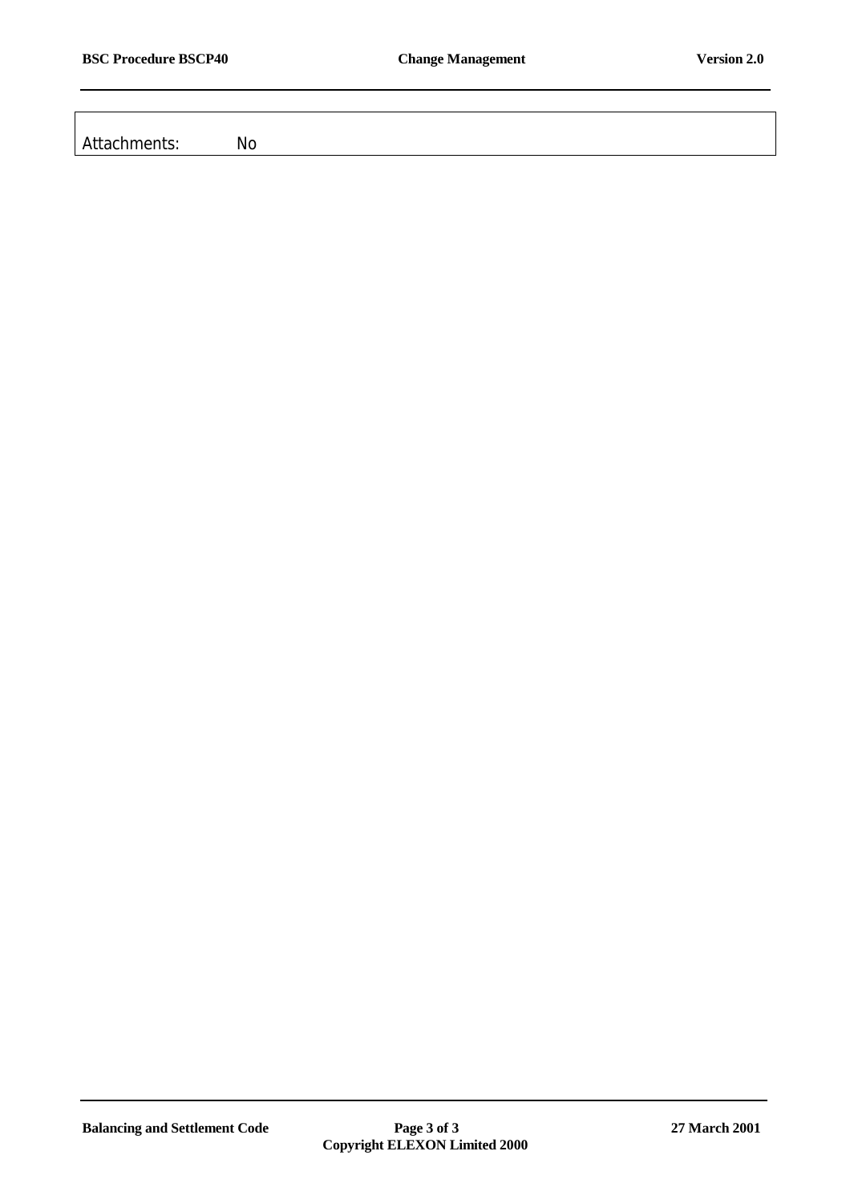| | |
|---|---|
| Attachments: | No |